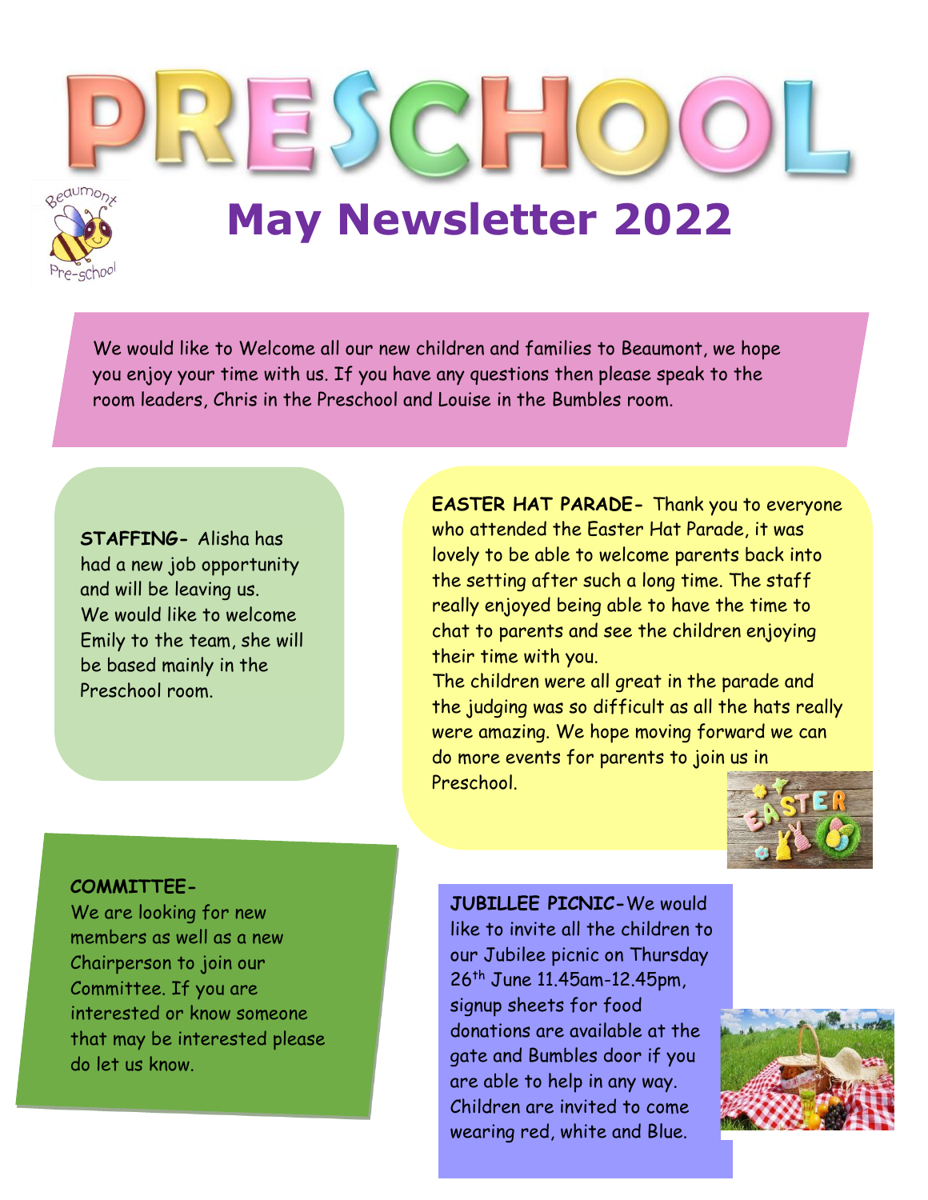# PRESCHOOL

Beaumont Pre-school

## May Newsletter 2022

We would like to Welcome all our new children and families to Beaumont, we hope you enjoy your time with us. If you have any questions then please speak to the room leaders, Chris in the Preschool and Louise in the Bumbles room.

**STAFFING-** Alisha has had a new job opportunity and will be leaving us.
We would like to welcome Emily to the team, she will be based mainly in the Preschool room.

**EASTER HAT PARADE-** Thank you to everyone who attended the Easter Hat Parade, it was lovely to be able to welcome parents back into the setting after such a long time. The staff really enjoyed being able to have the time to chat to parents and see the children enjoying their time with you.
The children were all great in the parade and the judging was so difficult as all the hats really were amazing. We hope moving forward we can do more events for parents to join us in Preschool.

**COMMITTEE-**
We are looking for new members as well as a new Chairperson to join our Committee. If you are interested or know someone that may be interested please do let us know.

**JUBILLEE PICNIC-**We would like to invite all the children to our Jubilee picnic on Thursday 26th June 11.45am-12.45pm, signup sheets for food donations are available at the gate and Bumbles door if you are able to help in any way. Children are invited to come wearing red, white and Blue.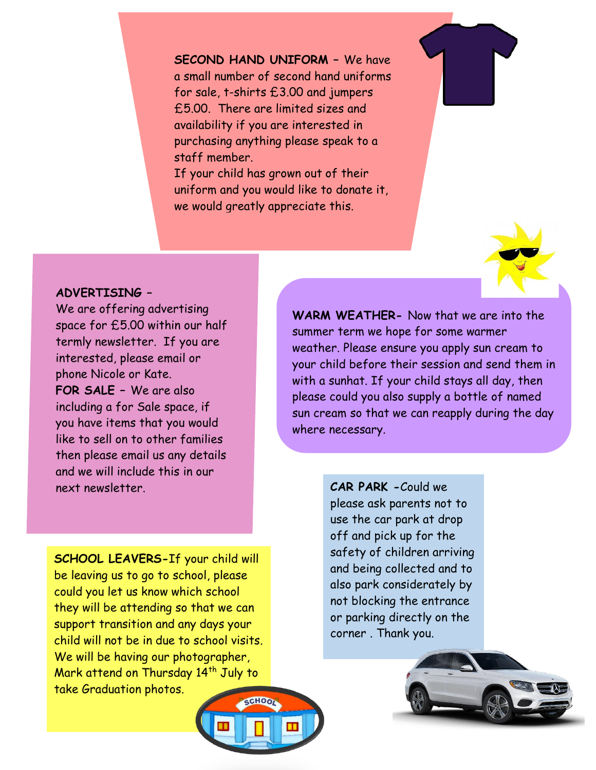**SECOND HAND UNIFORM** – We have a small number of second hand uniforms for sale, t-shirts £3.00 and jumpers £5.00. There are limited sizes and availability if you are interested in purchasing anything please speak to a staff member.

If your child has grown out of their uniform and you would like to donate it, we would greatly appreciate this.

**ADVERTISING** –

We are offering advertising space for £5.00 within our half termly newsletter. If you are interested, please email or phone Nicole or Kate.

**FOR SALE** – We are also including a for Sale space, if you have items that you would like to sell on to other families then please email us any details and we will include this in our next newsletter.

**WARM WEATHER-** Now that we are into the summer term we hope for some warmer weather. Please ensure you apply sun cream to your child before their session and send them in with a sunhat. If your child stays all day, then please could you also supply a bottle of named sun cream so that we can reapply during the day where necessary.

**CAR PARK** -Could we please ask parents not to use the car park at drop off and pick up for the safety of children arriving and being collected and to also park considerately by not blocking the entrance or parking directly on the corner . Thank you.

**SCHOOL LEAVERS-**If your child will be leaving us to go to school, please could you let us know which school they will be attending so that we can support transition and any days your child will not be in due to school visits. We will be having our photographer, Mark attend on Thursday 14th July to take Graduation photos.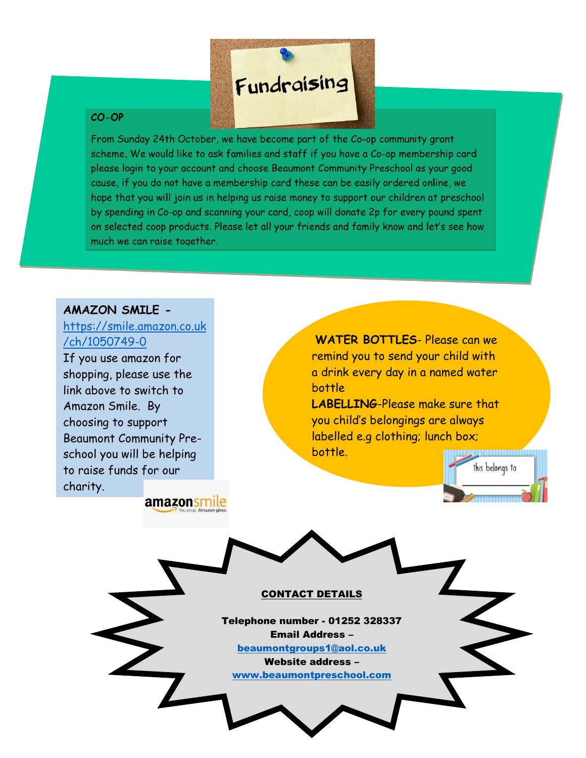# Fundraising

**CO-OP**

From Sunday 24th October, we have become part of the Co-op community grant scheme, We would like to ask families and staff if you have a Co-op membership card please login to your account and choose Beaumont Community Preschool as your good cause, if you do not have a membership card these can be easily ordered online, we hope that you will join us in helping us raise money to support our children at preschool by spending in Co-op and scanning your card, coop will donate 2p for every pound spent on selected coop products. Please let all your friends and family know and let's see how much we can raise together.

**AMAZON SMILE -** https://smile.amazon.co.uk/ch/1050749-0

If you use amazon for shopping, please use the link above to switch to Amazon Smile. By choosing to support Beaumont Community Pre-school you will be helping to raise funds for our charity.

**WATER BOTTLES**- Please can we remind you to send your child with a drink every day in a named water bottle

**LABELLING**-Please make sure that you child's belongings are always labelled e.g clothing; lunch box; bottle.

**CONTACT DETAILS**

**Telephone number - 01252 328337**
**Email Address –**
**beaumontgroups1@aol.co.uk**
**Website address –**
**www.beaumontpreschool.com**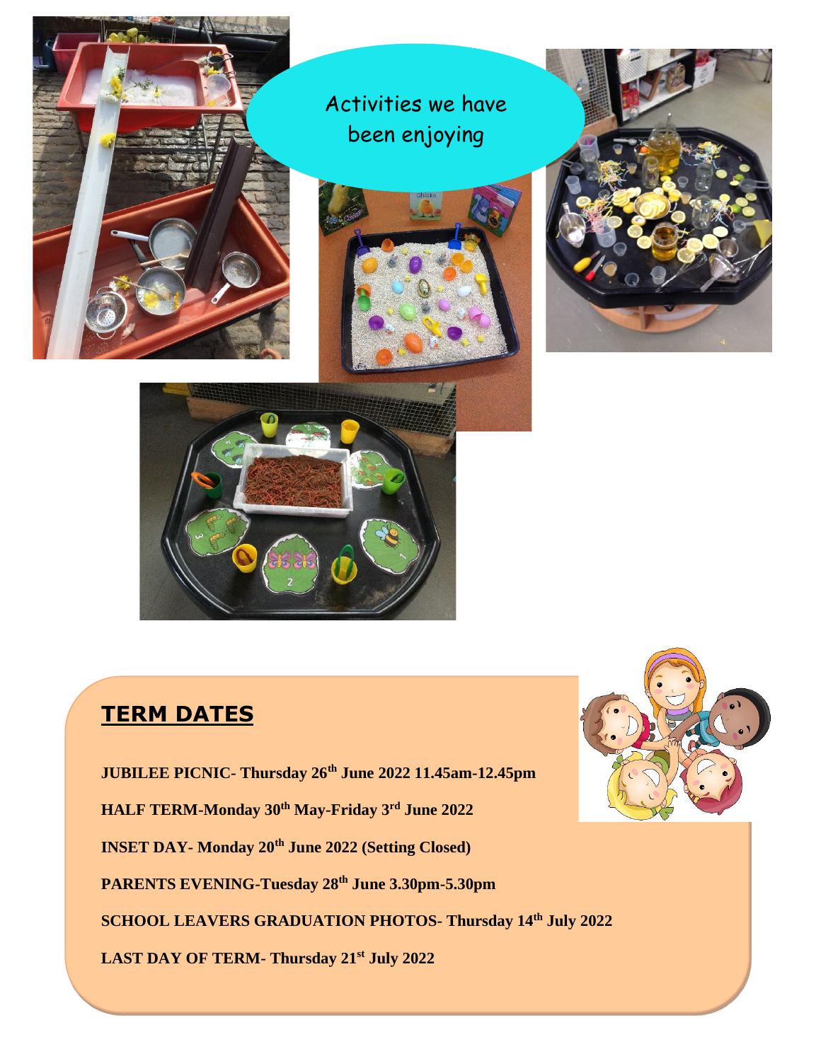Activities we have been enjoying

## TERM DATES

**JUBILEE PICNIC- Thursday 26th June 2022 11.45am-12.45pm**

**HALF TERM-Monday 30th May-Friday 3rd June 2022**

**INSET DAY- Monday 20th June 2022 (Setting Closed)**

**PARENTS EVENING-Tuesday 28th June 3.30pm-5.30pm**

**SCHOOL LEAVERS GRADUATION PHOTOS- Thursday 14th July 2022**

**LAST DAY OF TERM- Thursday 21st July 2022**